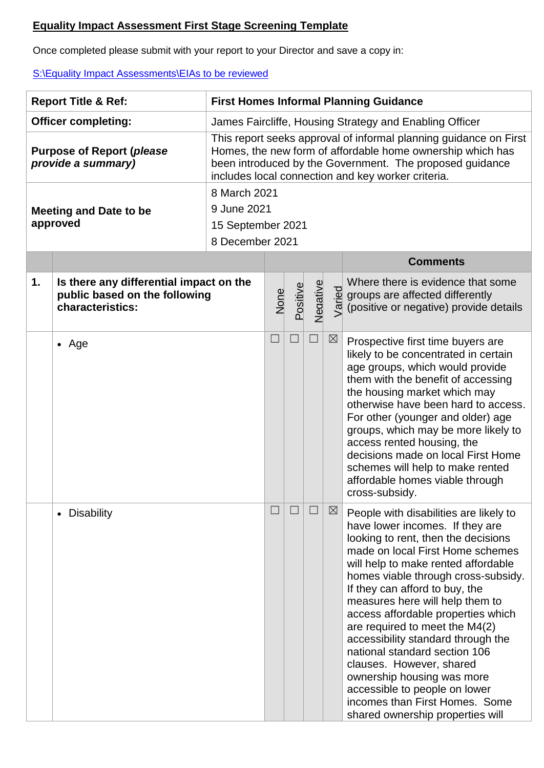**Equality Impact Assessment First Stage Screening Template**

Once completed please submit with your report to your Director and save a copy in:

[S:\Equality Impact Assessments\EIAs to be reviewed](S:\Equality Impact Assessments\EIAs to be reviewed)

| **Report Title & Ref:** | **First Homes Informal Planning Guidance** |
|---|---|
| **Officer completing:** | James Faircliffe, Housing Strategy and Enabling Officer |
| **Purpose of Report (*please provide a summary)*** | This report seeks approval of informal planning guidance on First Homes, the new form of affordable home ownership which has been introduced by the Government. The proposed guidance includes local connection and key worker criteria. |
| **Meeting and Date to be approved** | 8 March 2021<br>9 June 2021<br>15 September 2021<br>8 December 2021 |

| | | None | Positive | Negative | Varied | **Comments** |
|---|---|---|---|---|---|---|
| **1.** | **Is there any differential impact on the public based on the following characteristics:** | | | | | Where there is evidence that some groups are affected differently (positive or negative) provide details |
| | • Age | ☐ | ☐ | ☐ | ☒ | Prospective first time buyers are likely to be concentrated in certain age groups, which would provide them with the benefit of accessing the housing market which may otherwise have been hard to access. For other (younger and older) age groups, which may be more likely to access rented housing, the decisions made on local First Home schemes will help to make rented affordable homes viable through cross-subsidy. |
| | • Disability | ☐ | ☐ | ☐ | ☒ | People with disabilities are likely to have lower incomes. If they are looking to rent, then the decisions made on local First Home schemes will help to make rented affordable homes viable through cross-subsidy. If they can afford to buy, the measures here will help them to access affordable properties which are required to meet the M4(2) accessibility standard through the national standard section 106 clauses. However, shared ownership housing was more accessible to people on lower incomes than First Homes. Some shared ownership properties will |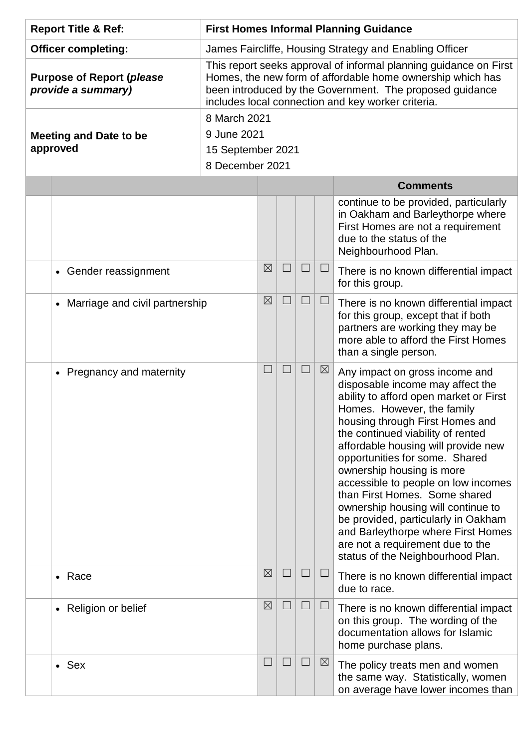| | |
|---|---|
| **Report Title & Ref:** | **First Homes Informal Planning Guidance** |
| **Officer completing:** | James Faircliffe, Housing Strategy and Enabling Officer |
| **Purpose of Report (*please provide a summary)*** | This report seeks approval of informal planning guidance on First Homes, the new form of affordable home ownership which has been introduced by the Government. The proposed guidance includes local connection and key worker criteria. |
| **Meeting and Date to be approved** | 8 March 2021<br>9 June 2021<br>15 September 2021<br>8 December 2021 |

| | | | | | | **Comments** |
|---|---|---|---|---|---|---|
| | | | | | | continue to be provided, particularly in Oakham and Barleythorpe where First Homes are not a requirement due to the status of the Neighbourhood Plan. |
| | • Gender reassignment | ☒ | ☐ | ☐ | ☐ | There is no known differential impact for this group. |
| | • Marriage and civil partnership | ☒ | ☐ | ☐ | ☐ | There is no known differential impact for this group, except that if both partners are working they may be more able to afford the First Homes than a single person. |
| | • Pregnancy and maternity | ☐ | ☐ | ☐ | ☒ | Any impact on gross income and disposable income may affect the ability to afford open market or First Homes. However, the family housing through First Homes and the continued viability of rented affordable housing will provide new opportunities for some. Shared ownership housing is more accessible to people on low incomes than First Homes. Some shared ownership housing will continue to be provided, particularly in Oakham and Barleythorpe where First Homes are not a requirement due to the status of the Neighbourhood Plan. |
| | • Race | ☒ | ☐ | ☐ | ☐ | There is no known differential impact due to race. |
| | • Religion or belief | ☒ | ☐ | ☐ | ☐ | There is no known differential impact on this group. The wording of the documentation allows for Islamic home purchase plans. |
| | • Sex | ☐ | ☐ | ☐ | ☒ | The policy treats men and women the same way. Statistically, women on average have lower incomes than |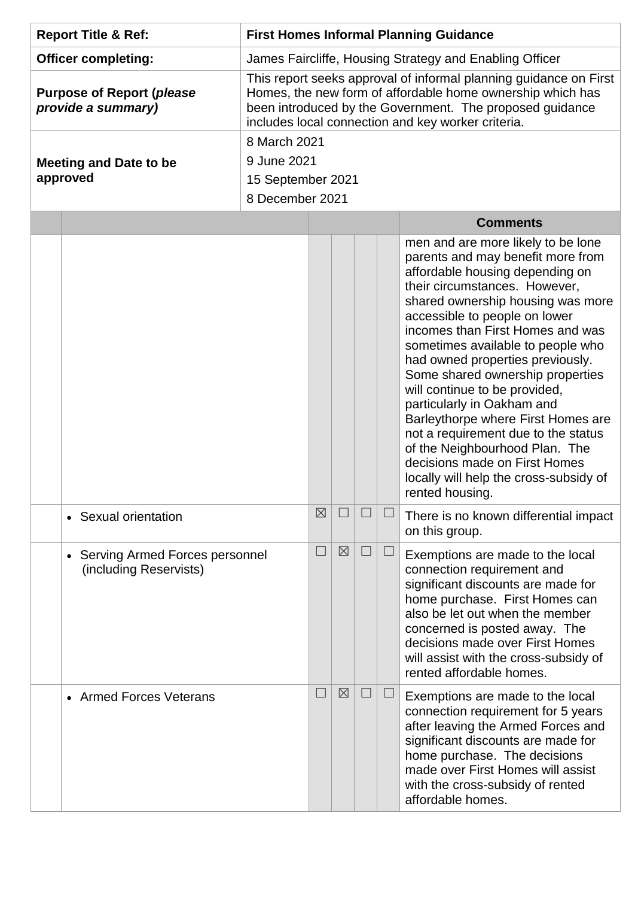| Report Title & Ref: | First Homes Informal Planning Guidance |
|---|---|
| Officer completing: | James Faircliffe, Housing Strategy and Enabling Officer |
| Purpose of Report (*please provide a summary)* | This report seeks approval of informal planning guidance on First Homes, the new form of affordable home ownership which has been introduced by the Government. The proposed guidance includes local connection and key worker criteria. |
| Meeting and Date to be approved | 8 March 2021<br>9 June 2021<br>15 September 2021<br>8 December 2021 |

| | | | | | | Comments |
|---|---|---|---|---|---|---|
| | | | | | | men and are more likely to be lone parents and may benefit more from affordable housing depending on their circumstances. However, shared ownership housing was more accessible to people on lower incomes than First Homes and was sometimes available to people who had owned properties previously. Some shared ownership properties will continue to be provided, particularly in Oakham and Barleythorpe where First Homes are not a requirement due to the status of the Neighbourhood Plan. The decisions made on First Homes locally will help the cross-subsidy of rented housing. |
| | • Sexual orientation | ☒ | ☐ | ☐ | ☐ | There is no known differential impact on this group. |
| | • Serving Armed Forces personnel (including Reservists) | ☐ | ☒ | ☐ | ☐ | Exemptions are made to the local connection requirement and significant discounts are made for home purchase. First Homes can also be let out when the member concerned is posted away. The decisions made over First Homes will assist with the cross-subsidy of rented affordable homes. |
| | • Armed Forces Veterans | ☐ | ☒ | ☐ | ☐ | Exemptions are made to the local connection requirement for 5 years after leaving the Armed Forces and significant discounts are made for home purchase. The decisions made over First Homes will assist with the cross-subsidy of rented affordable homes. |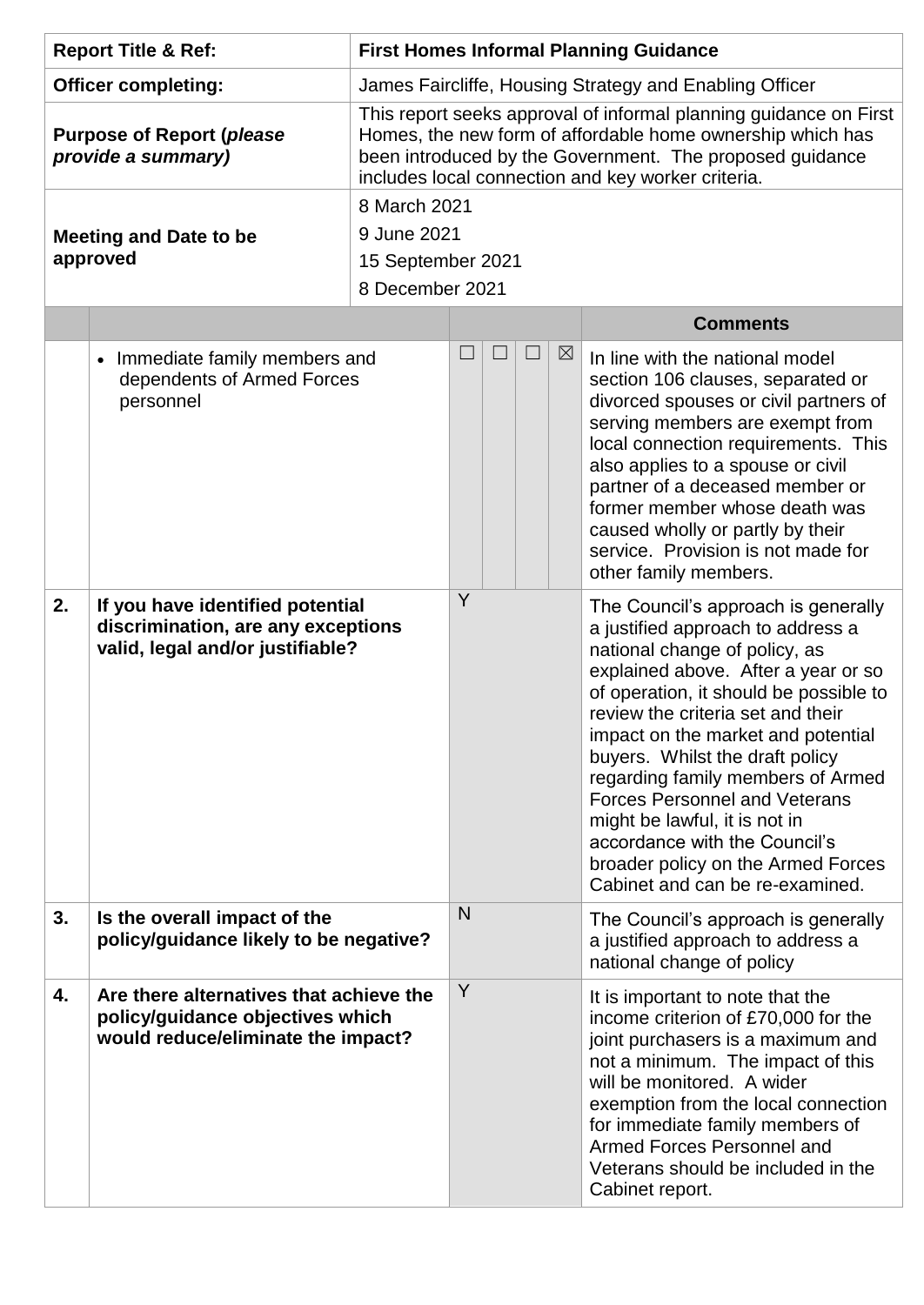| Report Title & Ref: | First Homes Informal Planning Guidance |
|---|---|
| Officer completing: | James Faircliffe, Housing Strategy and Enabling Officer |
| Purpose of Report (*please provide a summary*) | This report seeks approval of informal planning guidance on First Homes, the new form of affordable home ownership which has been introduced by the Government. The proposed guidance includes local connection and key worker criteria. |
| Meeting and Date to be approved | 8 March 2021<br>9 June 2021<br>15 September 2021<br>8 December 2021 |

| | | | | | | Comments |
|---|---|---|---|---|---|---|
| | • Immediate family members and dependents of Armed Forces personnel | ☐ | ☐ | ☐ | ☒ | In line with the national model section 106 clauses, separated or divorced spouses or civil partners of serving members are exempt from local connection requirements. This also applies to a spouse or civil partner of a deceased member or former member whose death was caused wholly or partly by their service. Provision is not made for other family members. |
| **2.** | **If you have identified potential discrimination, are any exceptions valid, legal and/or justifiable?** | Y | | | | The Council's approach is generally a justified approach to address a national change of policy, as explained above. After a year or so of operation, it should be possible to review the criteria set and their impact on the market and potential buyers. Whilst the draft policy regarding family members of Armed Forces Personnel and Veterans might be lawful, it is not in accordance with the Council's broader policy on the Armed Forces Cabinet and can be re-examined. |
| **3.** | **Is the overall impact of the policy/guidance likely to be negative?** | N | | | | The Council's approach is generally a justified approach to address a national change of policy |
| **4.** | **Are there alternatives that achieve the policy/guidance objectives which would reduce/eliminate the impact?** | Y | | | | It is important to note that the income criterion of £70,000 for the joint purchasers is a maximum and not a minimum. The impact of this will be monitored. A wider exemption from the local connection for immediate family members of Armed Forces Personnel and Veterans should be included in the Cabinet report. |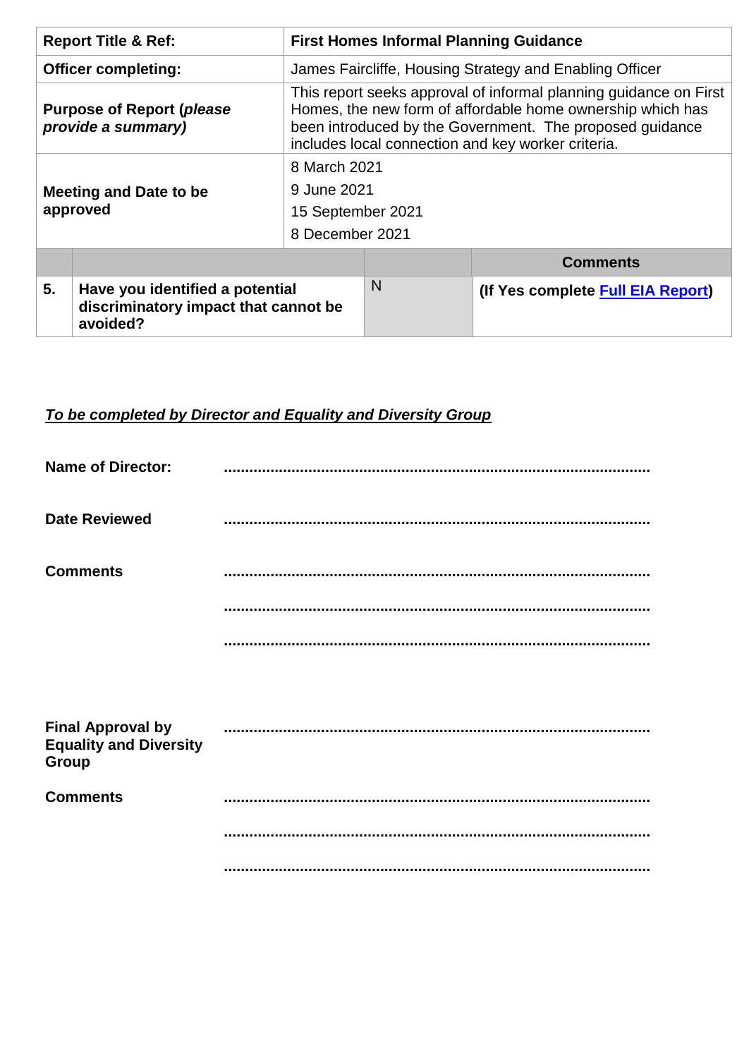| | |
|---|---|
| **Report Title & Ref:** | **First Homes Informal Planning Guidance** |
| **Officer completing:** | James Faircliffe, Housing Strategy and Enabling Officer |
| **Purpose of Report (*please provide a summary)*** | This report seeks approval of informal planning guidance on First Homes, the new form of affordable home ownership which has been introduced by the Government. The proposed guidance includes local connection and key worker criteria. |
| **Meeting and Date to be approved** | 8 March 2021<br>9 June 2021<br>15 September 2021<br>8 December 2021 |

| | | | **Comments** |
|---|---|---|---|
| **5.** | **Have you identified a potential discriminatory impact that cannot be avoided?** | N | **(If Yes complete Full EIA Report)** |

***To be completed by Director and Equality and Diversity Group***

**Name of Director:** ....................................................................................................

**Date Reviewed** ....................................................................................................

**Comments** ....................................................................................................

....................................................................................................

....................................................................................................

**Final Approval by Equality and Diversity Group** ....................................................................................................

**Comments** ....................................................................................................

....................................................................................................

....................................................................................................